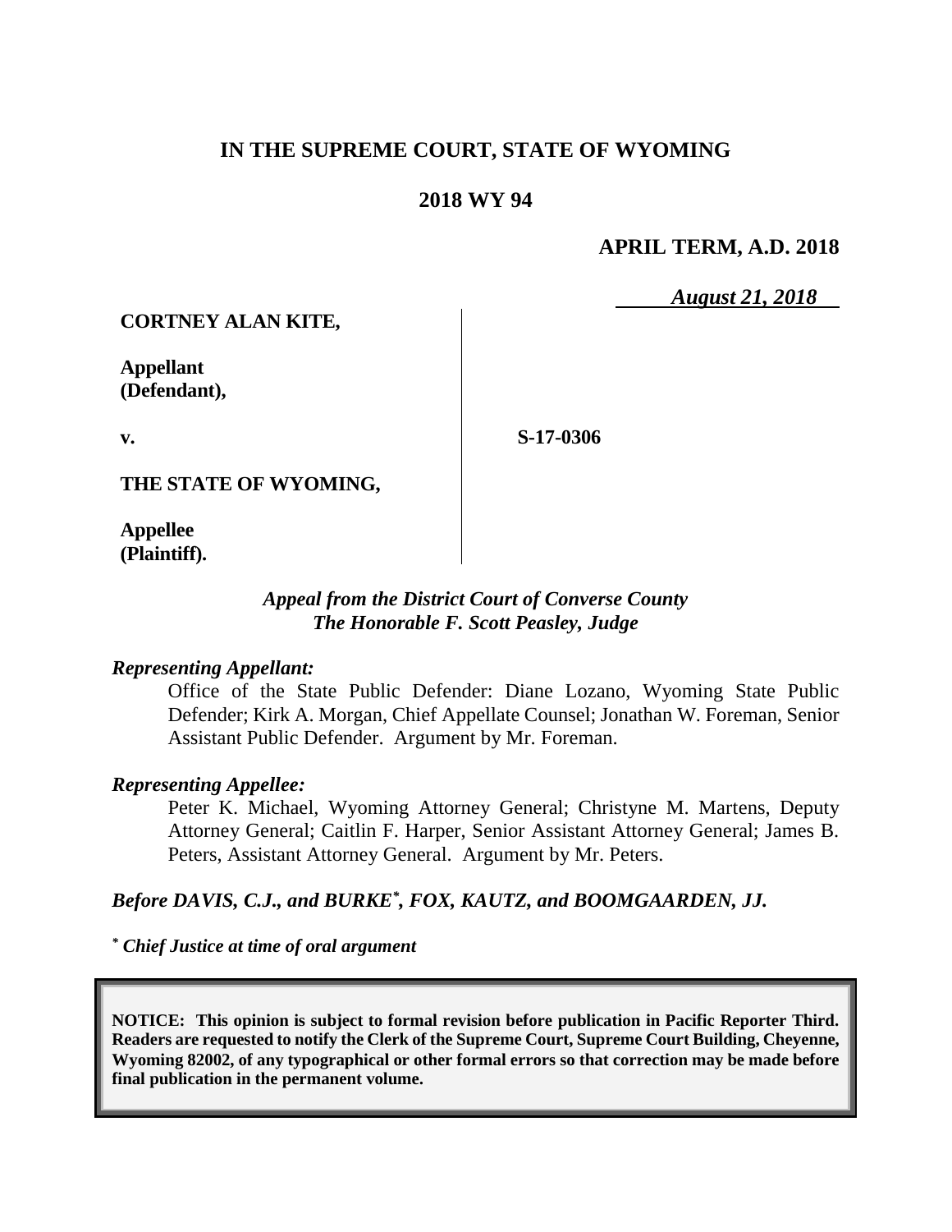# IN THE SUPREME COURT, STATE OF WYOMING

## 2018 WY 94

**APRIL TERM, A.D. 2018**

*August 21, 2018*

**CORTNEY ALAN KITE,**

**Appellant (Defendant),**

**v.**

**S-17-0306**

**THE STATE OF WYOMING,**

**Appellee (Plaintiff).**

*Appeal from the District Court of Converse County*
*The Honorable F. Scott Peasley, Judge*

***Representing Appellant:***

Office of the State Public Defender: Diane Lozano, Wyoming State Public Defender; Kirk A. Morgan, Chief Appellate Counsel; Jonathan W. Foreman, Senior Assistant Public Defender. Argument by Mr. Foreman.

***Representing Appellee:***

Peter K. Michael, Wyoming Attorney General; Christyne M. Martens, Deputy Attorney General; Caitlin F. Harper, Senior Assistant Attorney General; James B. Peters, Assistant Attorney General. Argument by Mr. Peters.

***Before DAVIS, C.J., and BURKE\*, FOX, KAUTZ, and BOOMGAARDEN, JJ.***

*\* Chief Justice at time of oral argument*

**NOTICE: This opinion is subject to formal revision before publication in Pacific Reporter Third. Readers are requested to notify the Clerk of the Supreme Court, Supreme Court Building, Cheyenne, Wyoming 82002, of any typographical or other formal errors so that correction may be made before final publication in the permanent volume.**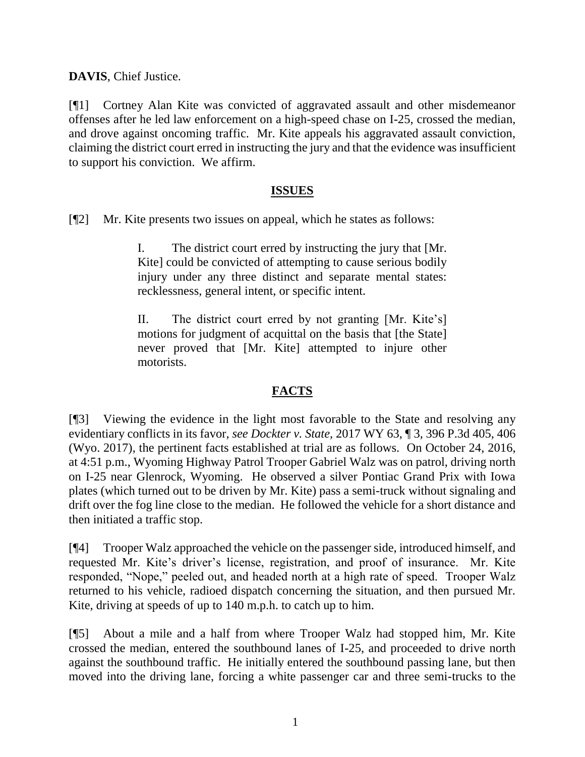**DAVIS**, Chief Justice.

[¶1] Cortney Alan Kite was convicted of aggravated assault and other misdemeanor offenses after he led law enforcement on a high-speed chase on I-25, crossed the median, and drove against oncoming traffic. Mr. Kite appeals his aggravated assault conviction, claiming the district court erred in instructing the jury and that the evidence was insufficient to support his conviction. We affirm.

## ISSUES

[¶2] Mr. Kite presents two issues on appeal, which he states as follows:

> I. The district court erred by instructing the jury that [Mr. Kite] could be convicted of attempting to cause serious bodily injury under any three distinct and separate mental states: recklessness, general intent, or specific intent.
>
> II. The district court erred by not granting [Mr. Kite's] motions for judgment of acquittal on the basis that [the State] never proved that [Mr. Kite] attempted to injure other motorists.

## FACTS

[¶3] Viewing the evidence in the light most favorable to the State and resolving any evidentiary conflicts in its favor, *see Dockter v. State*, 2017 WY 63, ¶ 3, 396 P.3d 405, 406 (Wyo. 2017), the pertinent facts established at trial are as follows. On October 24, 2016, at 4:51 p.m., Wyoming Highway Patrol Trooper Gabriel Walz was on patrol, driving north on I-25 near Glenrock, Wyoming. He observed a silver Pontiac Grand Prix with Iowa plates (which turned out to be driven by Mr. Kite) pass a semi-truck without signaling and drift over the fog line close to the median. He followed the vehicle for a short distance and then initiated a traffic stop.

[¶4] Trooper Walz approached the vehicle on the passenger side, introduced himself, and requested Mr. Kite's driver's license, registration, and proof of insurance. Mr. Kite responded, "Nope," peeled out, and headed north at a high rate of speed. Trooper Walz returned to his vehicle, radioed dispatch concerning the situation, and then pursued Mr. Kite, driving at speeds of up to 140 m.p.h. to catch up to him.

[¶5] About a mile and a half from where Trooper Walz had stopped him, Mr. Kite crossed the median, entered the southbound lanes of I-25, and proceeded to drive north against the southbound traffic. He initially entered the southbound passing lane, but then moved into the driving lane, forcing a white passenger car and three semi-trucks to the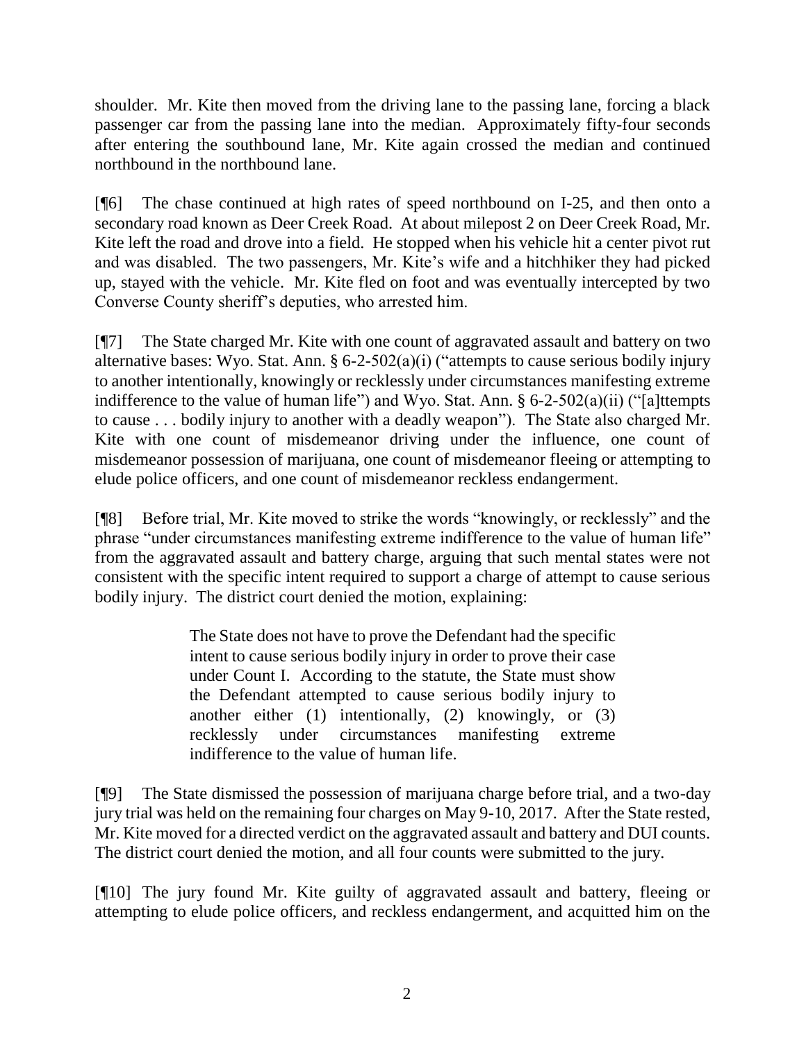shoulder. Mr. Kite then moved from the driving lane to the passing lane, forcing a black passenger car from the passing lane into the median. Approximately fifty-four seconds after entering the southbound lane, Mr. Kite again crossed the median and continued northbound in the northbound lane.

[¶6] The chase continued at high rates of speed northbound on I-25, and then onto a secondary road known as Deer Creek Road. At about milepost 2 on Deer Creek Road, Mr. Kite left the road and drove into a field. He stopped when his vehicle hit a center pivot rut and was disabled. The two passengers, Mr. Kite's wife and a hitchhiker they had picked up, stayed with the vehicle. Mr. Kite fled on foot and was eventually intercepted by two Converse County sheriff's deputies, who arrested him.

[¶7] The State charged Mr. Kite with one count of aggravated assault and battery on two alternative bases: Wyo. Stat. Ann. § 6-2-502(a)(i) ("attempts to cause serious bodily injury to another intentionally, knowingly or recklessly under circumstances manifesting extreme indifference to the value of human life") and Wyo. Stat. Ann. § 6-2-502(a)(ii) ("[a]ttempts to cause . . . bodily injury to another with a deadly weapon"). The State also charged Mr. Kite with one count of misdemeanor driving under the influence, one count of misdemeanor possession of marijuana, one count of misdemeanor fleeing or attempting to elude police officers, and one count of misdemeanor reckless endangerment.

[¶8] Before trial, Mr. Kite moved to strike the words "knowingly, or recklessly" and the phrase "under circumstances manifesting extreme indifference to the value of human life" from the aggravated assault and battery charge, arguing that such mental states were not consistent with the specific intent required to support a charge of attempt to cause serious bodily injury. The district court denied the motion, explaining:

> The State does not have to prove the Defendant had the specific intent to cause serious bodily injury in order to prove their case under Count I. According to the statute, the State must show the Defendant attempted to cause serious bodily injury to another either (1) intentionally, (2) knowingly, or (3) recklessly under circumstances manifesting extreme indifference to the value of human life.

[¶9] The State dismissed the possession of marijuana charge before trial, and a two-day jury trial was held on the remaining four charges on May 9-10, 2017. After the State rested, Mr. Kite moved for a directed verdict on the aggravated assault and battery and DUI counts. The district court denied the motion, and all four counts were submitted to the jury.

[¶10] The jury found Mr. Kite guilty of aggravated assault and battery, fleeing or attempting to elude police officers, and reckless endangerment, and acquitted him on the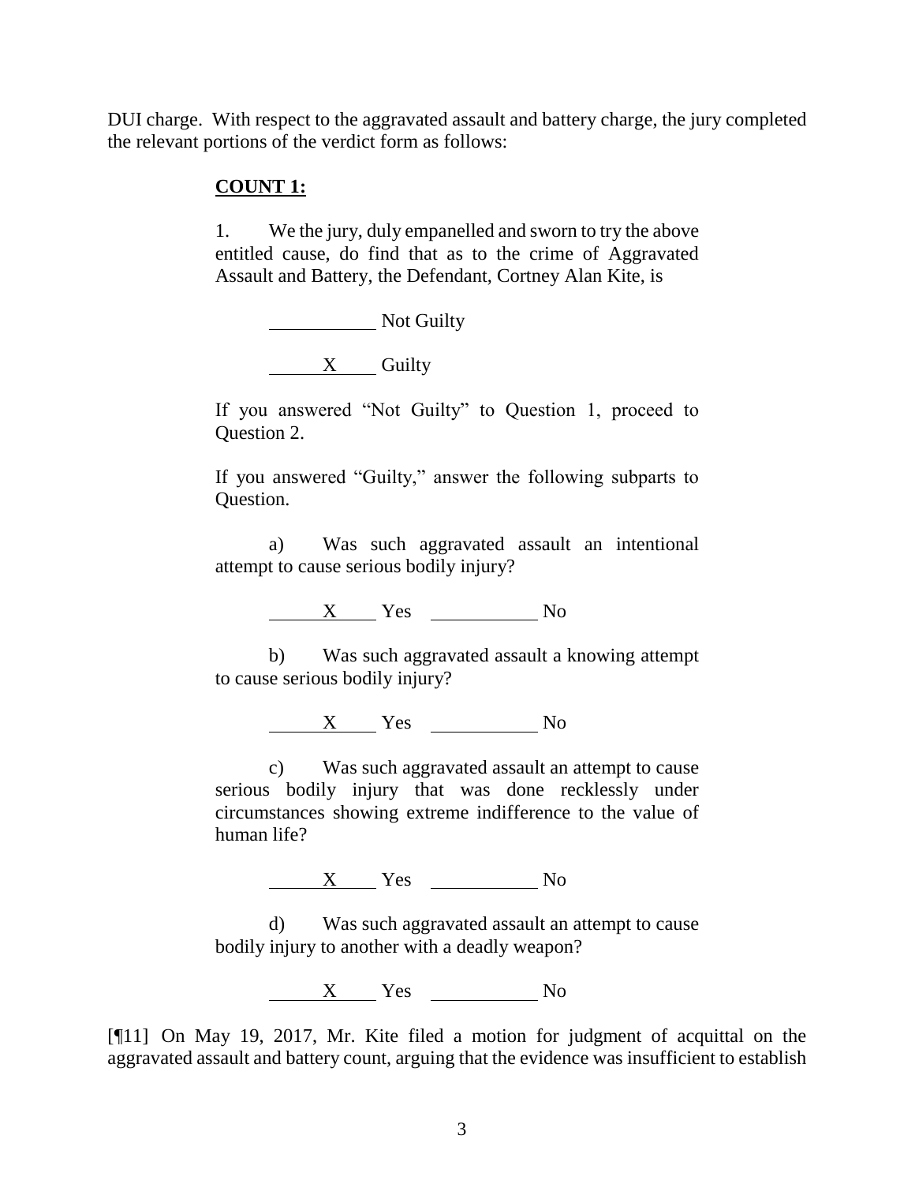DUI charge. With respect to the aggravated assault and battery charge, the jury completed the relevant portions of the verdict form as follows:

> **<u>COUNT 1:</u>**
>
> 1. We the jury, duly empanelled and sworn to try the above entitled cause, do find that as to the crime of Aggravated Assault and Battery, the Defendant, Cortney Alan Kite, is
>
> \_\_\_\_\_\_\_\_\_\_ Not Guilty
>
> \_\_\_X\_\_\_ Guilty
>
> If you answered "Not Guilty" to Question 1, proceed to Question 2.
>
> If you answered "Guilty," answer the following subparts to Question.
>
> a) Was such aggravated assault an intentional attempt to cause serious bodily injury?
>
> \_\_\_X\_\_\_ Yes \_\_\_\_\_\_\_\_\_\_ No
>
> b) Was such aggravated assault a knowing attempt to cause serious bodily injury?
>
> \_\_\_X\_\_\_ Yes \_\_\_\_\_\_\_\_\_\_ No
>
> c) Was such aggravated assault an attempt to cause serious bodily injury that was done recklessly under circumstances showing extreme indifference to the value of human life?
>
> \_\_\_X\_\_\_ Yes \_\_\_\_\_\_\_\_\_\_ No
>
> d) Was such aggravated assault an attempt to cause bodily injury to another with a deadly weapon?
>
> \_\_\_X\_\_\_ Yes \_\_\_\_\_\_\_\_\_\_ No

[¶11] On May 19, 2017, Mr. Kite filed a motion for judgment of acquittal on the aggravated assault and battery count, arguing that the evidence was insufficient to establish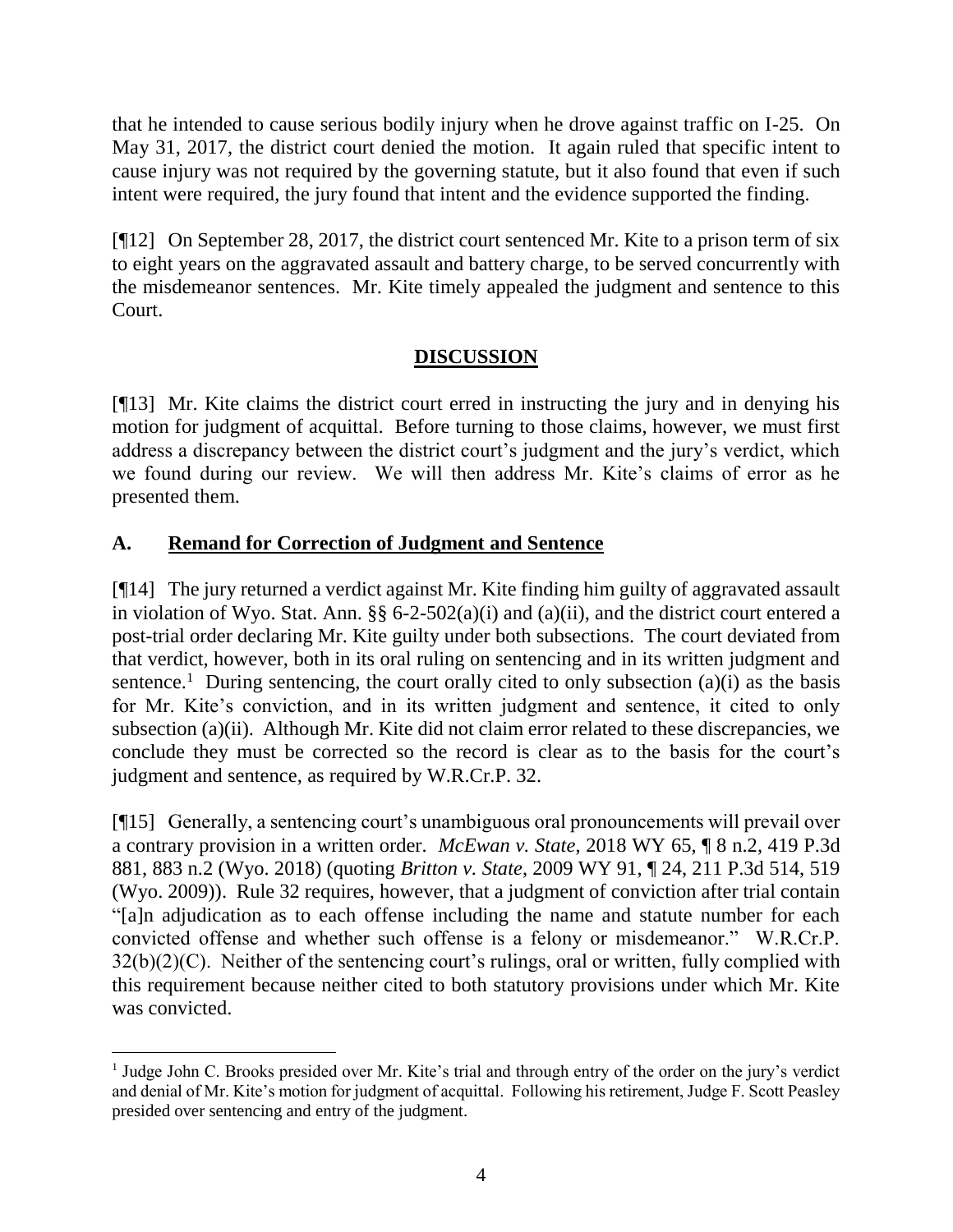that he intended to cause serious bodily injury when he drove against traffic on I-25. On May 31, 2017, the district court denied the motion. It again ruled that specific intent to cause injury was not required by the governing statute, but it also found that even if such intent were required, the jury found that intent and the evidence supported the finding.

[¶12] On September 28, 2017, the district court sentenced Mr. Kite to a prison term of six to eight years on the aggravated assault and battery charge, to be served concurrently with the misdemeanor sentences. Mr. Kite timely appealed the judgment and sentence to this Court.

## DISCUSSION

[¶13] Mr. Kite claims the district court erred in instructing the jury and in denying his motion for judgment of acquittal. Before turning to those claims, however, we must first address a discrepancy between the district court's judgment and the jury's verdict, which we found during our review. We will then address Mr. Kite's claims of error as he presented them.

### A. Remand for Correction of Judgment and Sentence

[¶14] The jury returned a verdict against Mr. Kite finding him guilty of aggravated assault in violation of Wyo. Stat. Ann. §§ 6-2-502(a)(i) and (a)(ii), and the district court entered a post-trial order declaring Mr. Kite guilty under both subsections. The court deviated from that verdict, however, both in its oral ruling on sentencing and in its written judgment and sentence.[1] During sentencing, the court orally cited to only subsection (a)(i) as the basis for Mr. Kite's conviction, and in its written judgment and sentence, it cited to only subsection (a)(ii). Although Mr. Kite did not claim error related to these discrepancies, we conclude they must be corrected so the record is clear as to the basis for the court's judgment and sentence, as required by W.R.Cr.P. 32.

[¶15] Generally, a sentencing court's unambiguous oral pronouncements will prevail over a contrary provision in a written order. *McEwan v. State*, 2018 WY 65, ¶ 8 n.2, 419 P.3d 881, 883 n.2 (Wyo. 2018) (quoting *Britton v. State*, 2009 WY 91, ¶ 24, 211 P.3d 514, 519 (Wyo. 2009)). Rule 32 requires, however, that a judgment of conviction after trial contain "[a]n adjudication as to each offense including the name and statute number for each convicted offense and whether such offense is a felony or misdemeanor." W.R.Cr.P. 32(b)(2)(C). Neither of the sentencing court's rulings, oral or written, fully complied with this requirement because neither cited to both statutory provisions under which Mr. Kite was convicted.

---

[1] Judge John C. Brooks presided over Mr. Kite's trial and through entry of the order on the jury's verdict and denial of Mr. Kite's motion for judgment of acquittal. Following his retirement, Judge F. Scott Peasley presided over sentencing and entry of the judgment.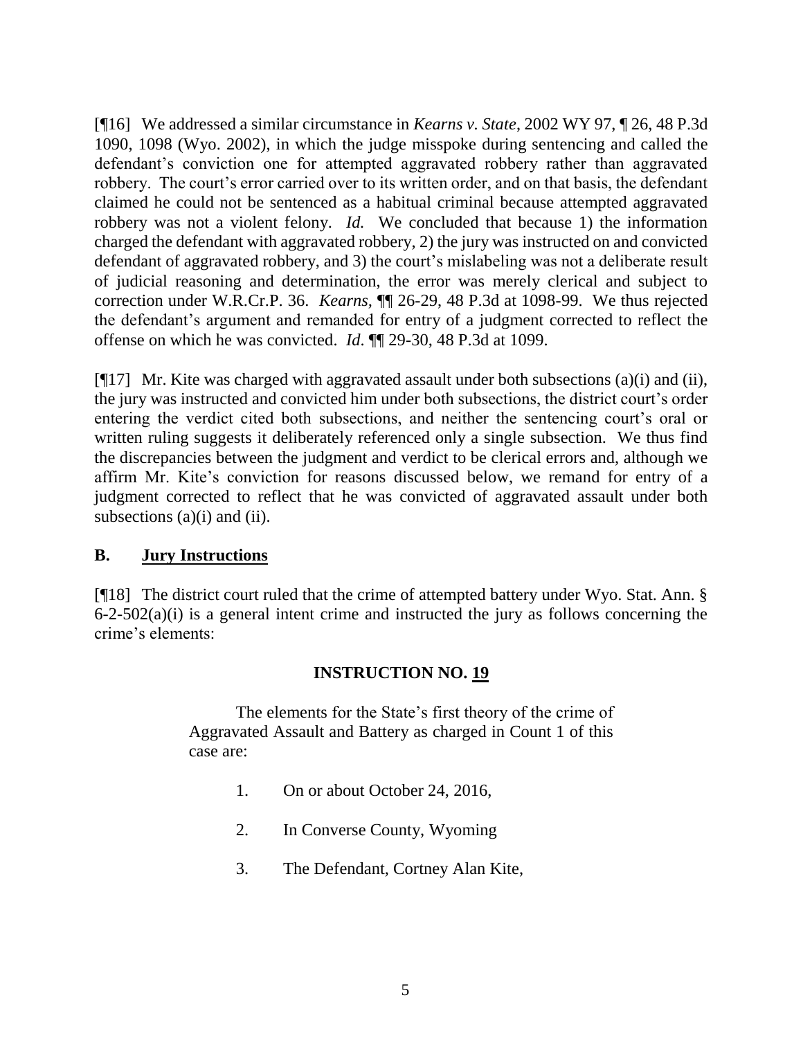[¶16] We addressed a similar circumstance in *Kearns v. State*, 2002 WY 97, ¶ 26, 48 P.3d 1090, 1098 (Wyo. 2002), in which the judge misspoke during sentencing and called the defendant's conviction one for attempted aggravated robbery rather than aggravated robbery. The court's error carried over to its written order, and on that basis, the defendant claimed he could not be sentenced as a habitual criminal because attempted aggravated robbery was not a violent felony. *Id.* We concluded that because 1) the information charged the defendant with aggravated robbery, 2) the jury was instructed on and convicted defendant of aggravated robbery, and 3) the court's mislabeling was not a deliberate result of judicial reasoning and determination, the error was merely clerical and subject to correction under W.R.Cr.P. 36. *Kearns*, ¶¶ 26-29, 48 P.3d at 1098-99. We thus rejected the defendant's argument and remanded for entry of a judgment corrected to reflect the offense on which he was convicted. *Id*. ¶¶ 29-30, 48 P.3d at 1099.

[¶17] Mr. Kite was charged with aggravated assault under both subsections (a)(i) and (ii), the jury was instructed and convicted him under both subsections, the district court's order entering the verdict cited both subsections, and neither the sentencing court's oral or written ruling suggests it deliberately referenced only a single subsection. We thus find the discrepancies between the judgment and verdict to be clerical errors and, although we affirm Mr. Kite's conviction for reasons discussed below, we remand for entry of a judgment corrected to reflect that he was convicted of aggravated assault under both subsections (a)(i) and (ii).

## B. Jury Instructions

[¶18] The district court ruled that the crime of attempted battery under Wyo. Stat. Ann. § 6-2-502(a)(i) is a general intent crime and instructed the jury as follows concerning the crime's elements:

**INSTRUCTION NO. 19**

> The elements for the State's first theory of the crime of Aggravated Assault and Battery as charged in Count 1 of this case are:
>
> 1. On or about October 24, 2016,
> 2. In Converse County, Wyoming
> 3. The Defendant, Cortney Alan Kite,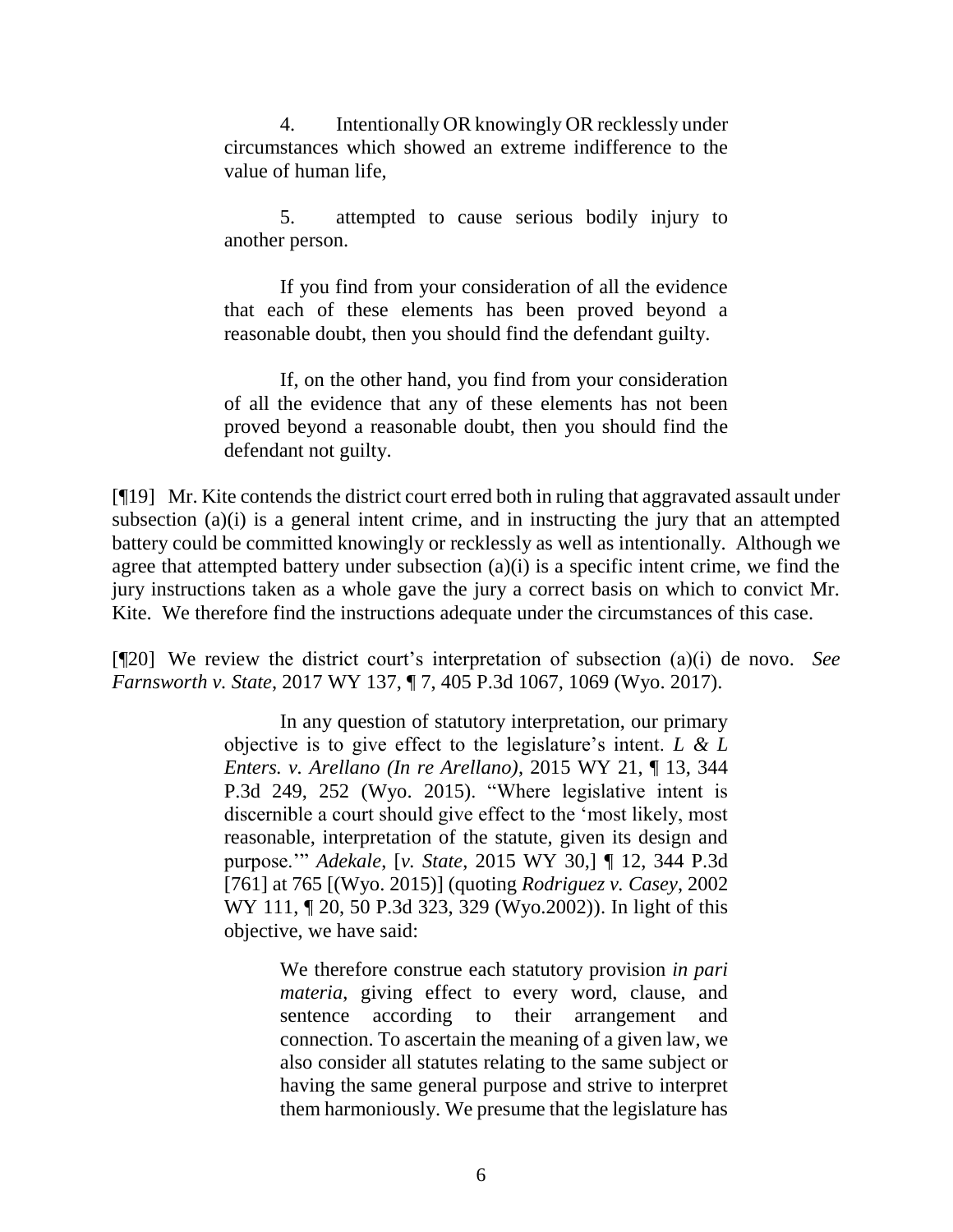> 4. Intentionally OR knowingly OR recklessly under circumstances which showed an extreme indifference to the value of human life,
>
> 5. attempted to cause serious bodily injury to another person.
>
> If you find from your consideration of all the evidence that each of these elements has been proved beyond a reasonable doubt, then you should find the defendant guilty.
>
> If, on the other hand, you find from your consideration of all the evidence that any of these elements has not been proved beyond a reasonable doubt, then you should find the defendant not guilty.

[¶19] Mr. Kite contends the district court erred both in ruling that aggravated assault under subsection (a)(i) is a general intent crime, and in instructing the jury that an attempted battery could be committed knowingly or recklessly as well as intentionally. Although we agree that attempted battery under subsection (a)(i) is a specific intent crime, we find the jury instructions taken as a whole gave the jury a correct basis on which to convict Mr. Kite. We therefore find the instructions adequate under the circumstances of this case.

[¶20] We review the district court's interpretation of subsection (a)(i) de novo. *See Farnsworth v. State*, 2017 WY 137, ¶ 7, 405 P.3d 1067, 1069 (Wyo. 2017).

> In any question of statutory interpretation, our primary objective is to give effect to the legislature's intent. *L & L Enters. v. Arellano (In re Arellano)*, 2015 WY 21, ¶ 13, 344 P.3d 249, 252 (Wyo. 2015). "Where legislative intent is discernible a court should give effect to the 'most likely, most reasonable, interpretation of the statute, given its design and purpose.'" *Adekale*, [*v. State*, 2015 WY 30,] ¶ 12, 344 P.3d [761] at 765 [(Wyo. 2015)] (quoting *Rodriguez v. Casey*, 2002 WY 111, ¶ 20, 50 P.3d 323, 329 (Wyo.2002)). In light of this objective, we have said:
>
> > We therefore construe each statutory provision *in pari materia*, giving effect to every word, clause, and sentence according to their arrangement and connection. To ascertain the meaning of a given law, we also consider all statutes relating to the same subject or having the same general purpose and strive to interpret them harmoniously. We presume that the legislature has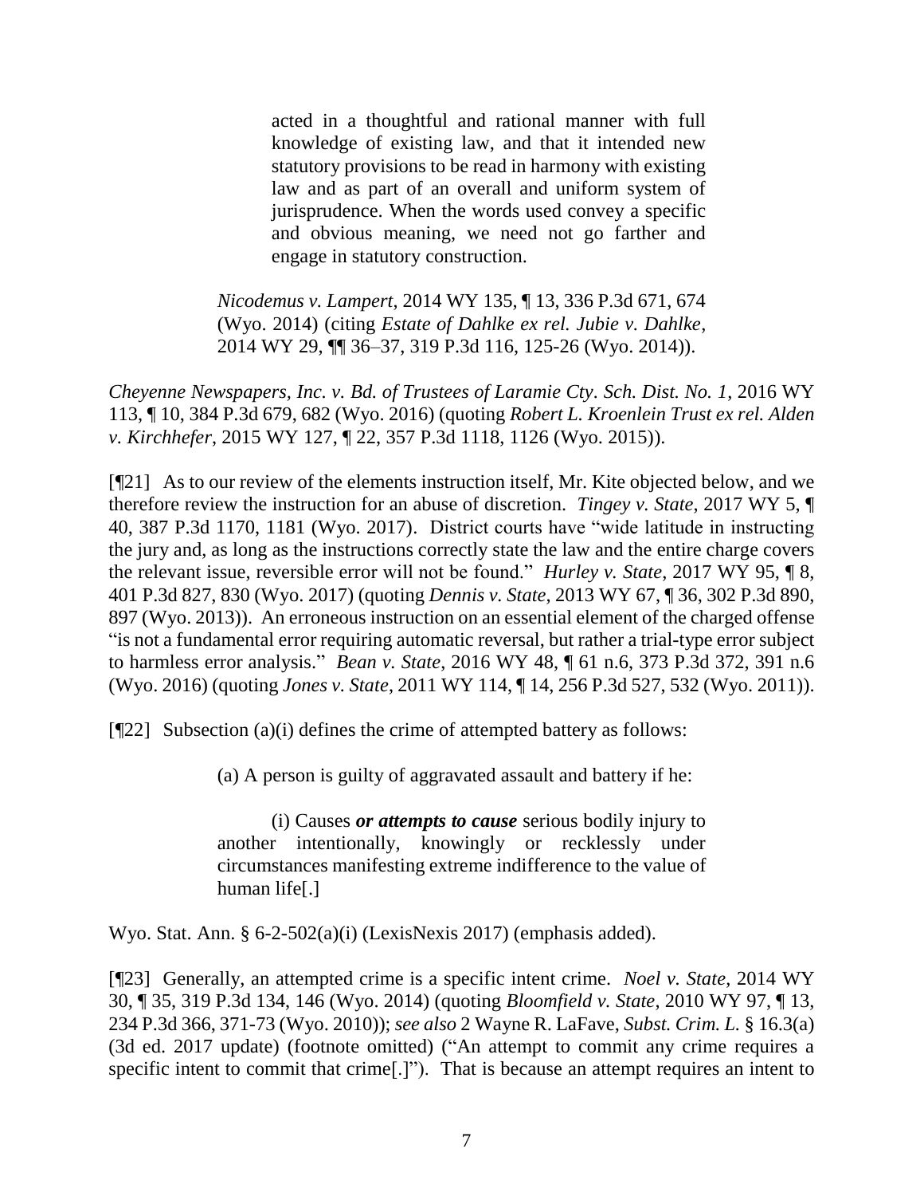> acted in a thoughtful and rational manner with full knowledge of existing law, and that it intended new statutory provisions to be read in harmony with existing law and as part of an overall and uniform system of jurisprudence. When the words used convey a specific and obvious meaning, we need not go farther and engage in statutory construction.
>
> *Nicodemus v. Lampert*, 2014 WY 135, ¶ 13, 336 P.3d 671, 674 (Wyo. 2014) (citing *Estate of Dahlke ex rel. Jubie v. Dahlke*, 2014 WY 29, ¶¶ 36–37, 319 P.3d 116, 125-26 (Wyo. 2014)).

*Cheyenne Newspapers, Inc. v. Bd. of Trustees of Laramie Cty. Sch. Dist. No. 1*, 2016 WY 113, ¶ 10, 384 P.3d 679, 682 (Wyo. 2016) (quoting *Robert L. Kroenlein Trust ex rel. Alden v. Kirchhefer*, 2015 WY 127, ¶ 22, 357 P.3d 1118, 1126 (Wyo. 2015)).

[¶21] As to our review of the elements instruction itself, Mr. Kite objected below, and we therefore review the instruction for an abuse of discretion. *Tingey v. State*, 2017 WY 5, ¶ 40, 387 P.3d 1170, 1181 (Wyo. 2017). District courts have "wide latitude in instructing the jury and, as long as the instructions correctly state the law and the entire charge covers the relevant issue, reversible error will not be found." *Hurley v. State*, 2017 WY 95, ¶ 8, 401 P.3d 827, 830 (Wyo. 2017) (quoting *Dennis v. State*, 2013 WY 67, ¶ 36, 302 P.3d 890, 897 (Wyo. 2013)). An erroneous instruction on an essential element of the charged offense "is not a fundamental error requiring automatic reversal, but rather a trial-type error subject to harmless error analysis." *Bean v. State*, 2016 WY 48, ¶ 61 n.6, 373 P.3d 372, 391 n.6 (Wyo. 2016) (quoting *Jones v. State*, 2011 WY 114, ¶ 14, 256 P.3d 527, 532 (Wyo. 2011)).

[¶22] Subsection (a)(i) defines the crime of attempted battery as follows:

> (a) A person is guilty of aggravated assault and battery if he:
>
> (i) Causes ***or attempts to cause*** serious bodily injury to another intentionally, knowingly or recklessly under circumstances manifesting extreme indifference to the value of human life[.]

Wyo. Stat. Ann. § 6-2-502(a)(i) (LexisNexis 2017) (emphasis added).

[¶23] Generally, an attempted crime is a specific intent crime. *Noel v. State*, 2014 WY 30, ¶ 35, 319 P.3d 134, 146 (Wyo. 2014) (quoting *Bloomfield v. State*, 2010 WY 97, ¶ 13, 234 P.3d 366, 371-73 (Wyo. 2010)); *see also* 2 Wayne R. LaFave, *Subst. Crim. L.* § 16.3(a) (3d ed. 2017 update) (footnote omitted) ("An attempt to commit any crime requires a specific intent to commit that crime[.]"). That is because an attempt requires an intent to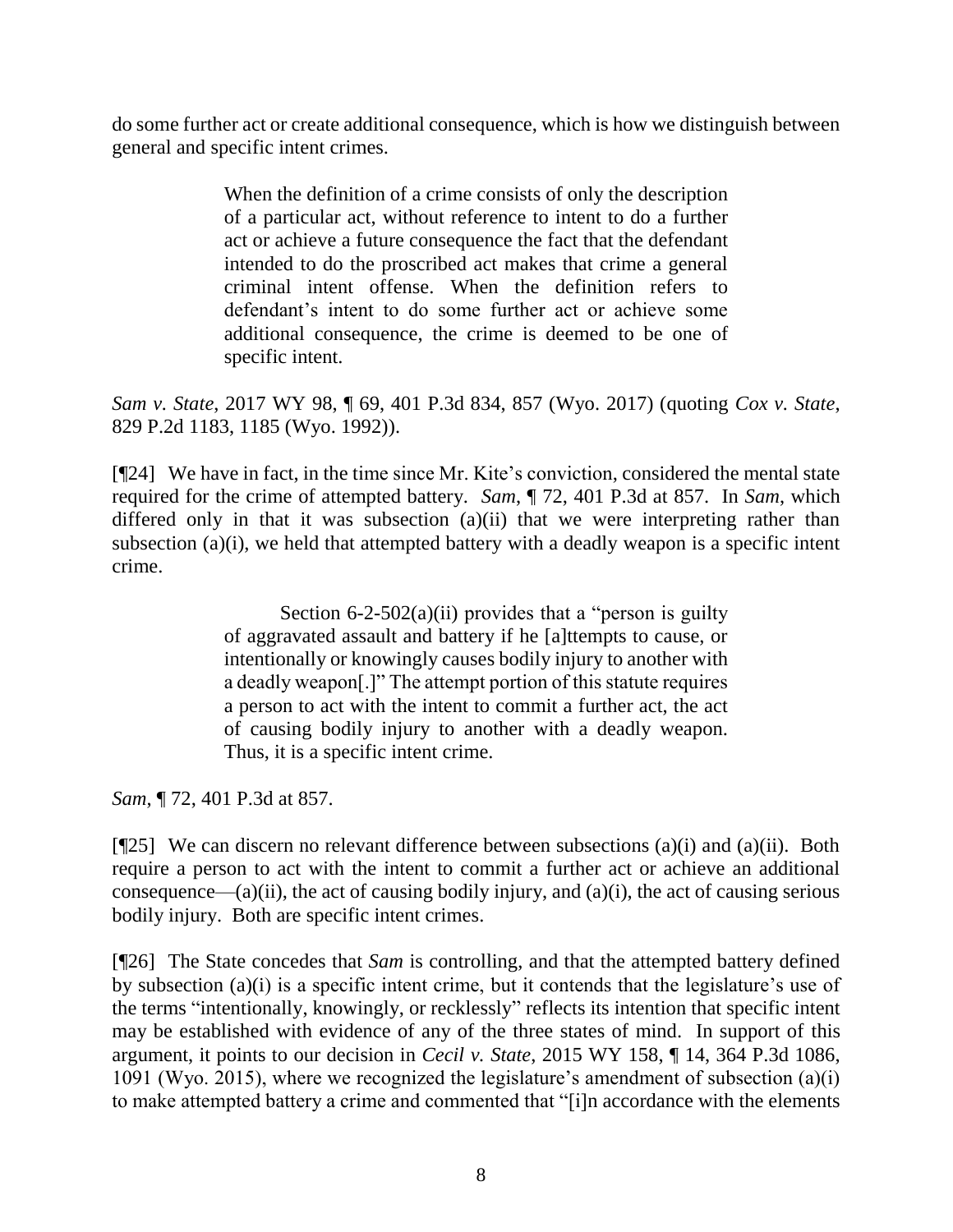do some further act or create additional consequence, which is how we distinguish between general and specific intent crimes.

> When the definition of a crime consists of only the description of a particular act, without reference to intent to do a further act or achieve a future consequence the fact that the defendant intended to do the proscribed act makes that crime a general criminal intent offense. When the definition refers to defendant's intent to do some further act or achieve some additional consequence, the crime is deemed to be one of specific intent.

*Sam v. State*, 2017 WY 98, ¶ 69, 401 P.3d 834, 857 (Wyo. 2017) (quoting *Cox v. State*, 829 P.2d 1183, 1185 (Wyo. 1992)).

[¶24] We have in fact, in the time since Mr. Kite's conviction, considered the mental state required for the crime of attempted battery. *Sam*, ¶ 72, 401 P.3d at 857. In *Sam*, which differed only in that it was subsection (a)(ii) that we were interpreting rather than subsection (a)(i), we held that attempted battery with a deadly weapon is a specific intent crime.

> Section 6-2-502(a)(ii) provides that a "person is guilty of aggravated assault and battery if he [a]ttempts to cause, or intentionally or knowingly causes bodily injury to another with a deadly weapon[.]" The attempt portion of this statute requires a person to act with the intent to commit a further act, the act of causing bodily injury to another with a deadly weapon. Thus, it is a specific intent crime.

*Sam*, ¶ 72, 401 P.3d at 857.

[¶25] We can discern no relevant difference between subsections (a)(i) and (a)(ii). Both require a person to act with the intent to commit a further act or achieve an additional consequence—(a)(ii), the act of causing bodily injury, and (a)(i), the act of causing serious bodily injury. Both are specific intent crimes.

[¶26] The State concedes that *Sam* is controlling, and that the attempted battery defined by subsection (a)(i) is a specific intent crime, but it contends that the legislature's use of the terms "intentionally, knowingly, or recklessly" reflects its intention that specific intent may be established with evidence of any of the three states of mind. In support of this argument, it points to our decision in *Cecil v. State*, 2015 WY 158, ¶ 14, 364 P.3d 1086, 1091 (Wyo. 2015), where we recognized the legislature's amendment of subsection (a)(i) to make attempted battery a crime and commented that "[i]n accordance with the elements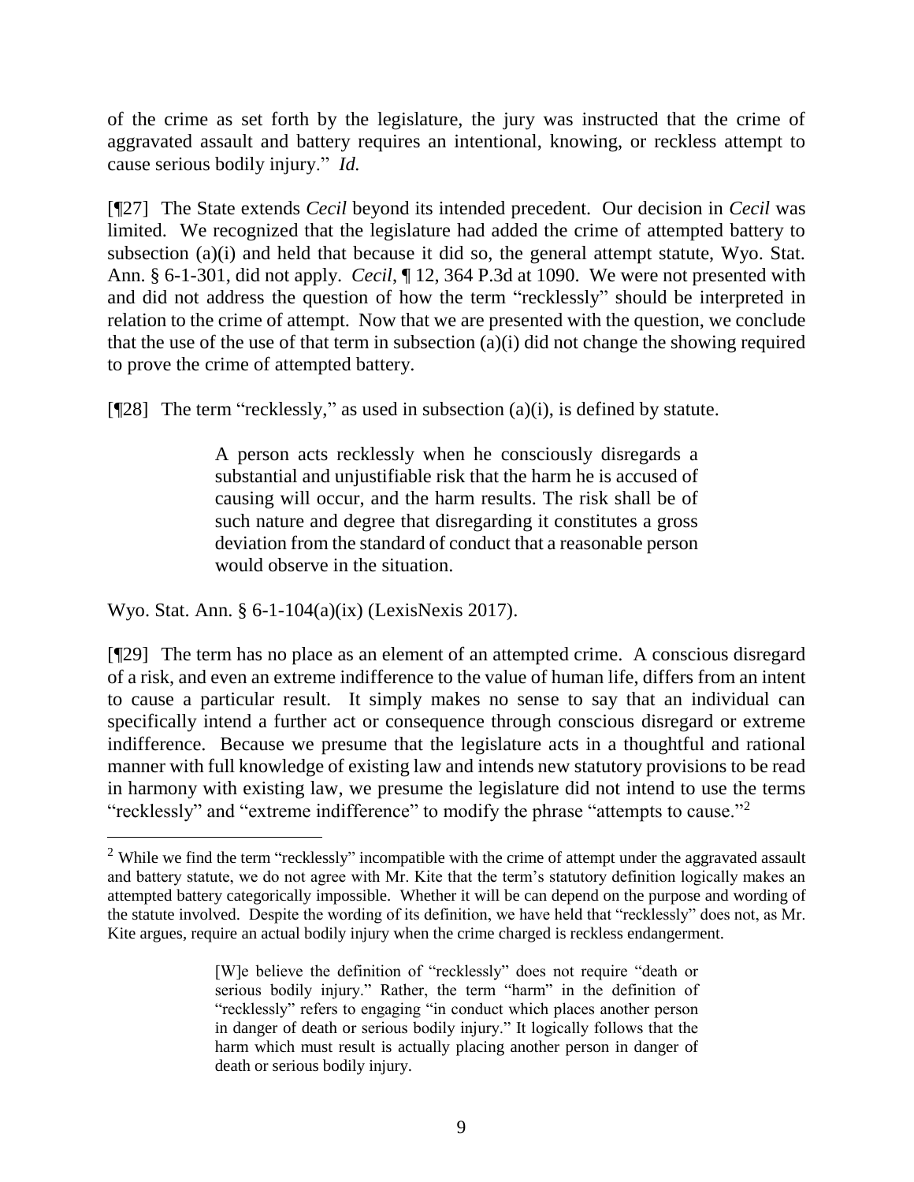of the crime as set forth by the legislature, the jury was instructed that the crime of aggravated assault and battery requires an intentional, knowing, or reckless attempt to cause serious bodily injury." *Id.*

[¶27] The State extends *Cecil* beyond its intended precedent. Our decision in *Cecil* was limited. We recognized that the legislature had added the crime of attempted battery to subsection (a)(i) and held that because it did so, the general attempt statute, Wyo. Stat. Ann. § 6-1-301, did not apply. *Cecil*, ¶ 12, 364 P.3d at 1090. We were not presented with and did not address the question of how the term "recklessly" should be interpreted in relation to the crime of attempt. Now that we are presented with the question, we conclude that the use of the use of that term in subsection (a)(i) did not change the showing required to prove the crime of attempted battery.

[¶28] The term "recklessly," as used in subsection (a)(i), is defined by statute.

> A person acts recklessly when he consciously disregards a substantial and unjustifiable risk that the harm he is accused of causing will occur, and the harm results. The risk shall be of such nature and degree that disregarding it constitutes a gross deviation from the standard of conduct that a reasonable person would observe in the situation.

Wyo. Stat. Ann. § 6-1-104(a)(ix) (LexisNexis 2017).

[¶29] The term has no place as an element of an attempted crime. A conscious disregard of a risk, and even an extreme indifference to the value of human life, differs from an intent to cause a particular result. It simply makes no sense to say that an individual can specifically intend a further act or consequence through conscious disregard or extreme indifference. Because we presume that the legislature acts in a thoughtful and rational manner with full knowledge of existing law and intends new statutory provisions to be read in harmony with existing law, we presume the legislature did not intend to use the terms "recklessly" and "extreme indifference" to modify the phrase "attempts to cause."[2]

---

[2] While we find the term "recklessly" incompatible with the crime of attempt under the aggravated assault and battery statute, we do not agree with Mr. Kite that the term's statutory definition logically makes an attempted battery categorically impossible. Whether it will be can depend on the purpose and wording of the statute involved. Despite the wording of its definition, we have held that "recklessly" does not, as Mr. Kite argues, require an actual bodily injury when the crime charged is reckless endangerment.

> [W]e believe the definition of "recklessly" does not require "death or serious bodily injury." Rather, the term "harm" in the definition of "recklessly" refers to engaging "in conduct which places another person in danger of death or serious bodily injury." It logically follows that the harm which must result is actually placing another person in danger of death or serious bodily injury.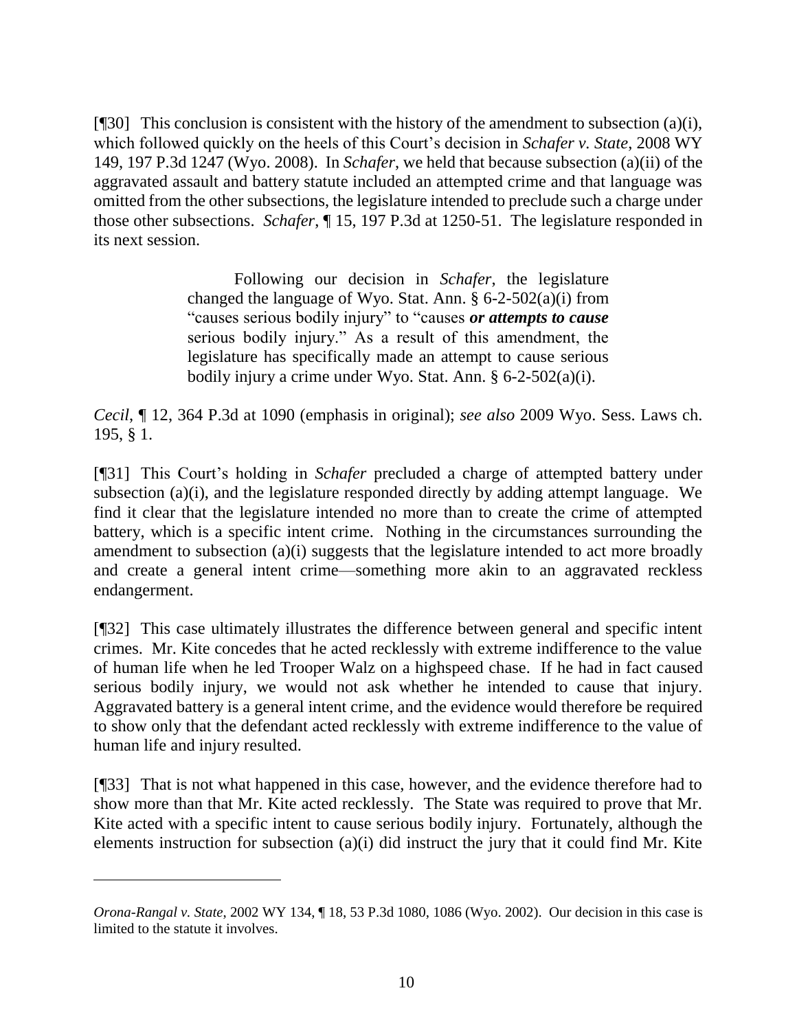[¶30] This conclusion is consistent with the history of the amendment to subsection (a)(i), which followed quickly on the heels of this Court's decision in *Schafer v. State*, 2008 WY 149, 197 P.3d 1247 (Wyo. 2008). In *Schafer*, we held that because subsection (a)(ii) of the aggravated assault and battery statute included an attempted crime and that language was omitted from the other subsections, the legislature intended to preclude such a charge under those other subsections. *Schafer*, ¶ 15, 197 P.3d at 1250-51. The legislature responded in its next session.

> Following our decision in *Schafer*, the legislature changed the language of Wyo. Stat. Ann. § 6-2-502(a)(i) from "causes serious bodily injury" to "causes ***or attempts to cause*** serious bodily injury." As a result of this amendment, the legislature has specifically made an attempt to cause serious bodily injury a crime under Wyo. Stat. Ann. § 6-2-502(a)(i).

*Cecil*, ¶ 12, 364 P.3d at 1090 (emphasis in original); *see also* 2009 Wyo. Sess. Laws ch. 195, § 1.

[¶31] This Court's holding in *Schafer* precluded a charge of attempted battery under subsection (a)(i), and the legislature responded directly by adding attempt language. We find it clear that the legislature intended no more than to create the crime of attempted battery, which is a specific intent crime. Nothing in the circumstances surrounding the amendment to subsection (a)(i) suggests that the legislature intended to act more broadly and create a general intent crime—something more akin to an aggravated reckless endangerment.

[¶32] This case ultimately illustrates the difference between general and specific intent crimes. Mr. Kite concedes that he acted recklessly with extreme indifference to the value of human life when he led Trooper Walz on a highspeed chase. If he had in fact caused serious bodily injury, we would not ask whether he intended to cause that injury. Aggravated battery is a general intent crime, and the evidence would therefore be required to show only that the defendant acted recklessly with extreme indifference to the value of human life and injury resulted.

[¶33] That is not what happened in this case, however, and the evidence therefore had to show more than that Mr. Kite acted recklessly. The State was required to prove that Mr. Kite acted with a specific intent to cause serious bodily injury. Fortunately, although the elements instruction for subsection (a)(i) did instruct the jury that it could find Mr. Kite

---

*Orona-Rangal v. State*, 2002 WY 134, ¶ 18, 53 P.3d 1080, 1086 (Wyo. 2002). Our decision in this case is limited to the statute it involves.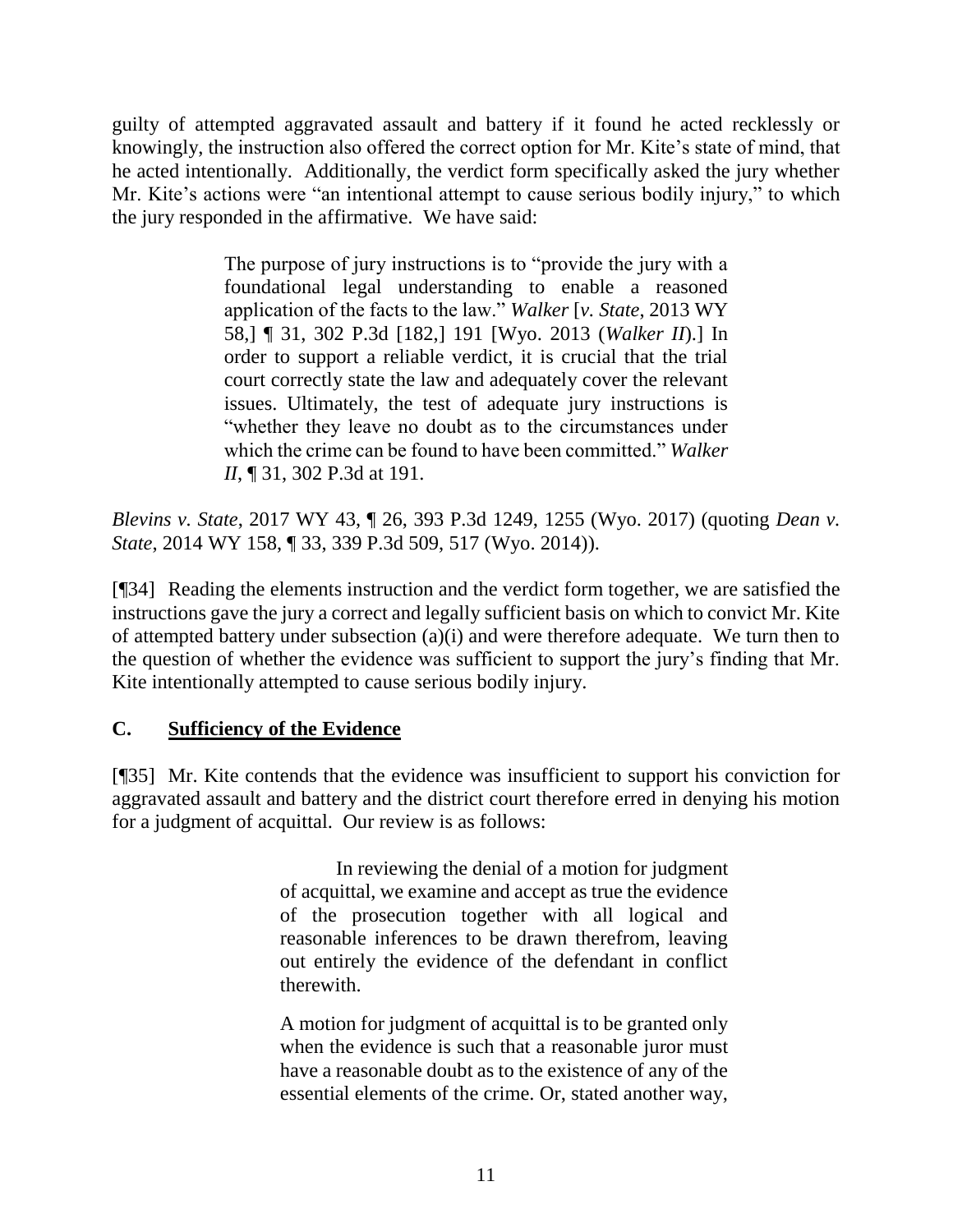guilty of attempted aggravated assault and battery if it found he acted recklessly or knowingly, the instruction also offered the correct option for Mr. Kite's state of mind, that he acted intentionally. Additionally, the verdict form specifically asked the jury whether Mr. Kite's actions were "an intentional attempt to cause serious bodily injury," to which the jury responded in the affirmative. We have said:

> The purpose of jury instructions is to "provide the jury with a foundational legal understanding to enable a reasoned application of the facts to the law." *Walker* [*v. State*, 2013 WY 58,] ¶ 31, 302 P.3d [182,] 191 [Wyo. 2013 (*Walker II*).] In order to support a reliable verdict, it is crucial that the trial court correctly state the law and adequately cover the relevant issues. Ultimately, the test of adequate jury instructions is "whether they leave no doubt as to the circumstances under which the crime can be found to have been committed." *Walker II*, ¶ 31, 302 P.3d at 191.

*Blevins v. State*, 2017 WY 43, ¶ 26, 393 P.3d 1249, 1255 (Wyo. 2017) (quoting *Dean v. State*, 2014 WY 158, ¶ 33, 339 P.3d 509, 517 (Wyo. 2014)).

[¶34] Reading the elements instruction and the verdict form together, we are satisfied the instructions gave the jury a correct and legally sufficient basis on which to convict Mr. Kite of attempted battery under subsection (a)(i) and were therefore adequate. We turn then to the question of whether the evidence was sufficient to support the jury's finding that Mr. Kite intentionally attempted to cause serious bodily injury.

## C. Sufficiency of the Evidence

[¶35] Mr. Kite contends that the evidence was insufficient to support his conviction for aggravated assault and battery and the district court therefore erred in denying his motion for a judgment of acquittal. Our review is as follows:

> In reviewing the denial of a motion for judgment of acquittal, we examine and accept as true the evidence of the prosecution together with all logical and reasonable inferences to be drawn therefrom, leaving out entirely the evidence of the defendant in conflict therewith.
>
> A motion for judgment of acquittal is to be granted only when the evidence is such that a reasonable juror must have a reasonable doubt as to the existence of any of the essential elements of the crime. Or, stated another way,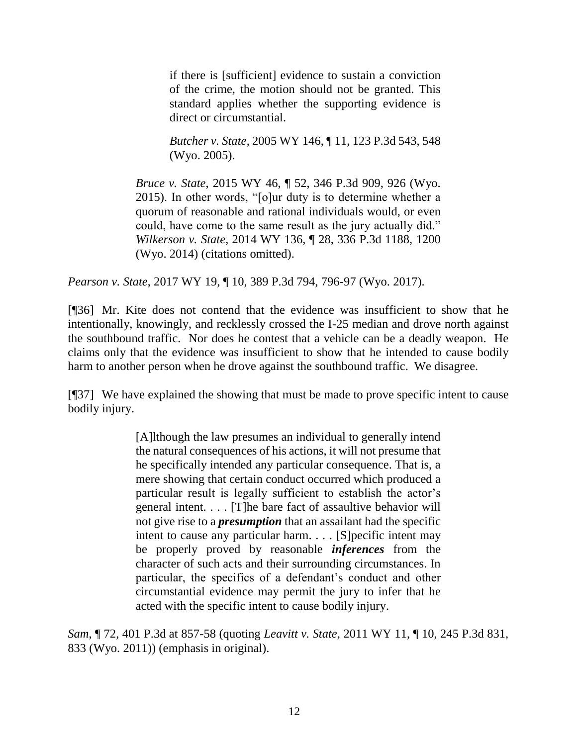> > if there is [sufficient] evidence to sustain a conviction of the crime, the motion should not be granted. This standard applies whether the supporting evidence is direct or circumstantial.
> >
> > *Butcher v. State*, 2005 WY 146, ¶ 11, 123 P.3d 543, 548 (Wyo. 2005).
>
> *Bruce v. State*, 2015 WY 46, ¶ 52, 346 P.3d 909, 926 (Wyo. 2015). In other words, "[o]ur duty is to determine whether a quorum of reasonable and rational individuals would, or even could, have come to the same result as the jury actually did." *Wilkerson v. State*, 2014 WY 136, ¶ 28, 336 P.3d 1188, 1200 (Wyo. 2014) (citations omitted).

*Pearson v. State*, 2017 WY 19, ¶ 10, 389 P.3d 794, 796-97 (Wyo. 2017).

[¶36] Mr. Kite does not contend that the evidence was insufficient to show that he intentionally, knowingly, and recklessly crossed the I-25 median and drove north against the southbound traffic. Nor does he contest that a vehicle can be a deadly weapon. He claims only that the evidence was insufficient to show that he intended to cause bodily harm to another person when he drove against the southbound traffic. We disagree.

[¶37] We have explained the showing that must be made to prove specific intent to cause bodily injury.

> [A]lthough the law presumes an individual to generally intend the natural consequences of his actions, it will not presume that he specifically intended any particular consequence. That is, a mere showing that certain conduct occurred which produced a particular result is legally sufficient to establish the actor's general intent. . . . [T]he bare fact of assaultive behavior will not give rise to a ***presumption*** that an assailant had the specific intent to cause any particular harm. . . . [S]pecific intent may be properly proved by reasonable ***inferences*** from the character of such acts and their surrounding circumstances. In particular, the specifics of a defendant's conduct and other circumstantial evidence may permit the jury to infer that he acted with the specific intent to cause bodily injury.

*Sam*, ¶ 72, 401 P.3d at 857-58 (quoting *Leavitt v. State*, 2011 WY 11, ¶ 10, 245 P.3d 831, 833 (Wyo. 2011)) (emphasis in original).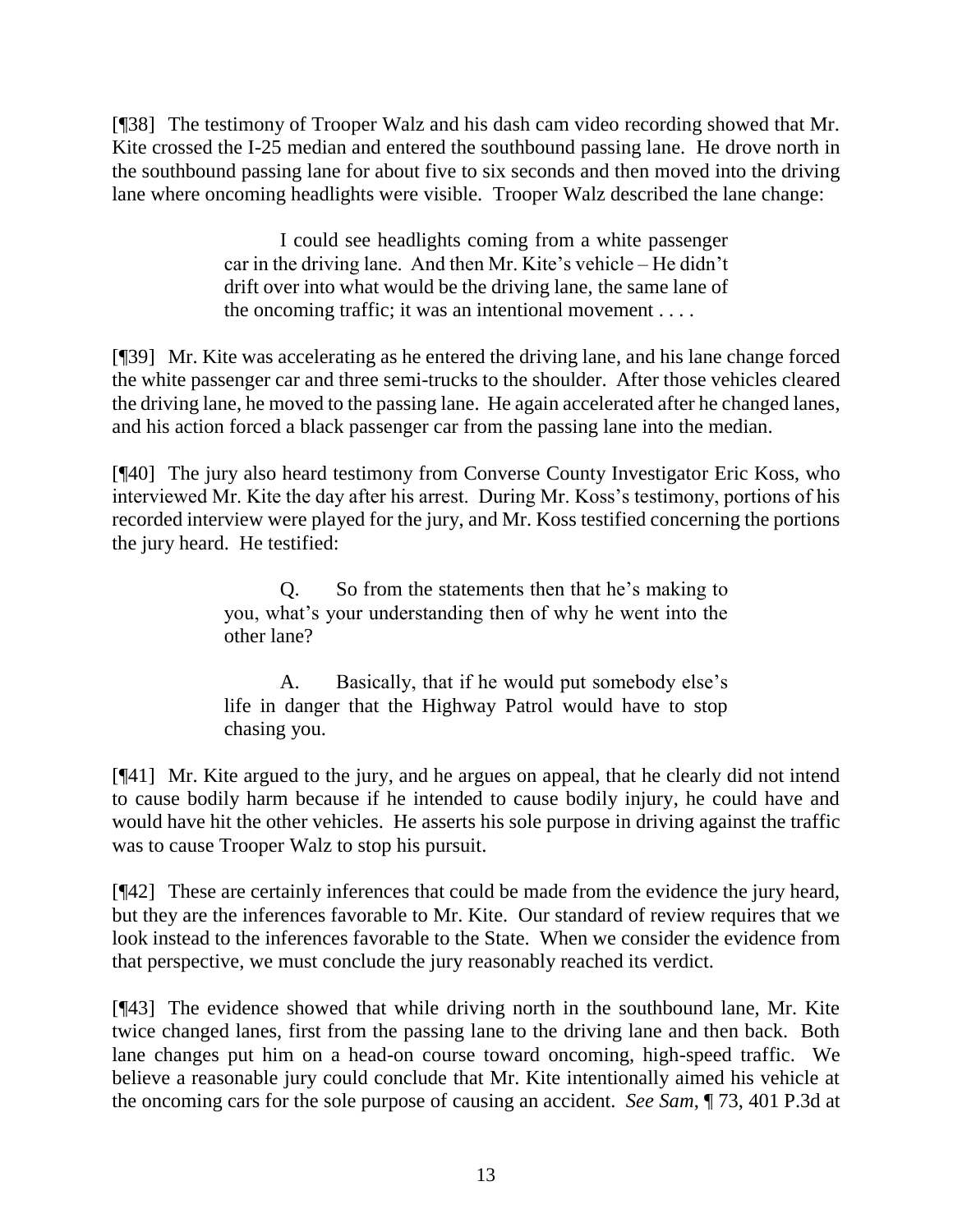[¶38] The testimony of Trooper Walz and his dash cam video recording showed that Mr. Kite crossed the I-25 median and entered the southbound passing lane. He drove north in the southbound passing lane for about five to six seconds and then moved into the driving lane where oncoming headlights were visible. Trooper Walz described the lane change:

> I could see headlights coming from a white passenger car in the driving lane. And then Mr. Kite's vehicle – He didn't drift over into what would be the driving lane, the same lane of the oncoming traffic; it was an intentional movement . . . .

[¶39] Mr. Kite was accelerating as he entered the driving lane, and his lane change forced the white passenger car and three semi-trucks to the shoulder. After those vehicles cleared the driving lane, he moved to the passing lane. He again accelerated after he changed lanes, and his action forced a black passenger car from the passing lane into the median.

[¶40] The jury also heard testimony from Converse County Investigator Eric Koss, who interviewed Mr. Kite the day after his arrest. During Mr. Koss's testimony, portions of his recorded interview were played for the jury, and Mr. Koss testified concerning the portions the jury heard. He testified:

> Q. So from the statements then that he's making to you, what's your understanding then of why he went into the other lane?
>
> A. Basically, that if he would put somebody else's life in danger that the Highway Patrol would have to stop chasing you.

[¶41] Mr. Kite argued to the jury, and he argues on appeal, that he clearly did not intend to cause bodily harm because if he intended to cause bodily injury, he could have and would have hit the other vehicles. He asserts his sole purpose in driving against the traffic was to cause Trooper Walz to stop his pursuit.

[¶42] These are certainly inferences that could be made from the evidence the jury heard, but they are the inferences favorable to Mr. Kite. Our standard of review requires that we look instead to the inferences favorable to the State. When we consider the evidence from that perspective, we must conclude the jury reasonably reached its verdict.

[¶43] The evidence showed that while driving north in the southbound lane, Mr. Kite twice changed lanes, first from the passing lane to the driving lane and then back. Both lane changes put him on a head-on course toward oncoming, high-speed traffic. We believe a reasonable jury could conclude that Mr. Kite intentionally aimed his vehicle at the oncoming cars for the sole purpose of causing an accident. *See Sam*, ¶ 73, 401 P.3d at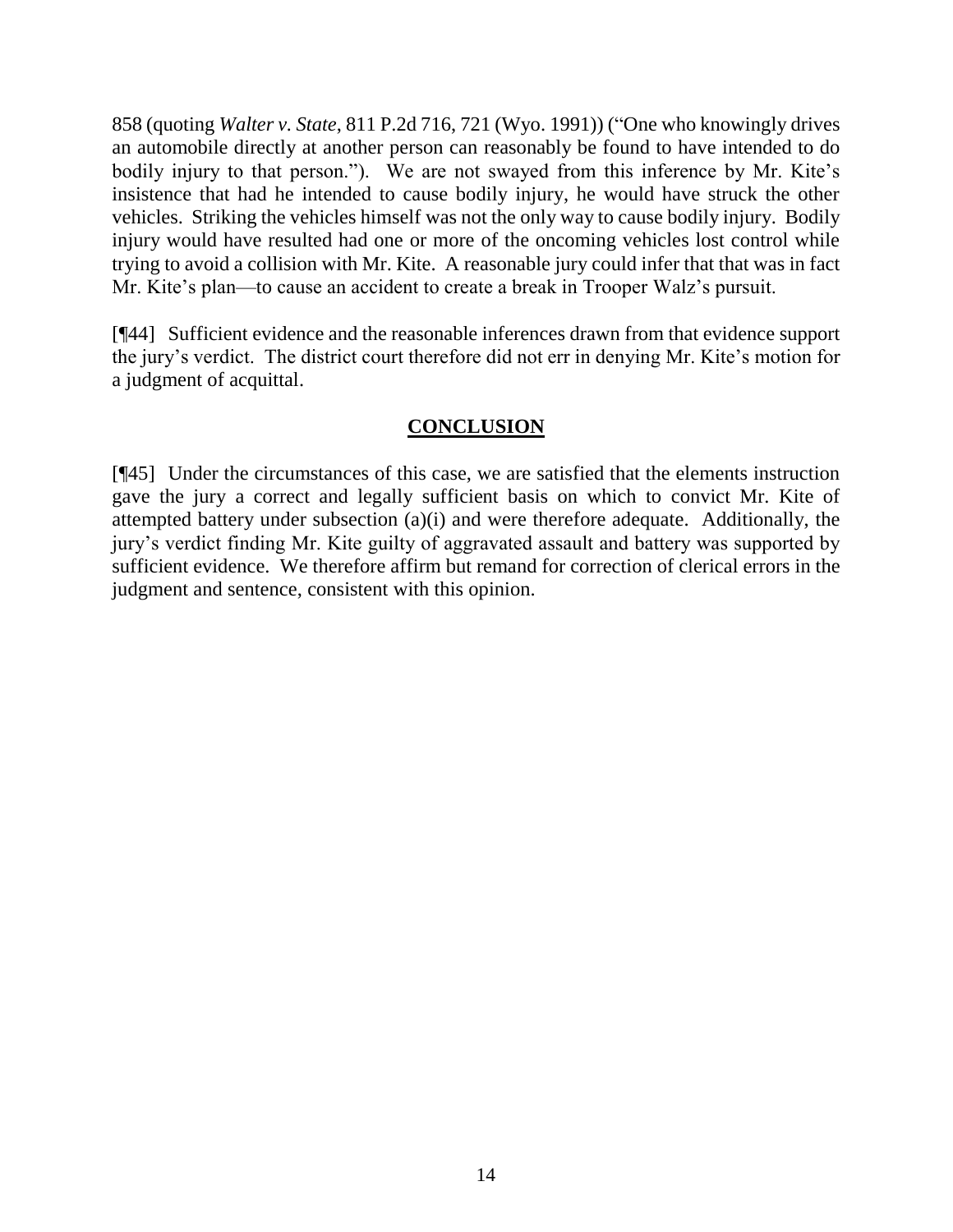858 (quoting *Walter v. State*, 811 P.2d 716, 721 (Wyo. 1991)) ("One who knowingly drives an automobile directly at another person can reasonably be found to have intended to do bodily injury to that person."). We are not swayed from this inference by Mr. Kite's insistence that had he intended to cause bodily injury, he would have struck the other vehicles. Striking the vehicles himself was not the only way to cause bodily injury. Bodily injury would have resulted had one or more of the oncoming vehicles lost control while trying to avoid a collision with Mr. Kite. A reasonable jury could infer that that was in fact Mr. Kite's plan—to cause an accident to create a break in Trooper Walz's pursuit.

[¶44] Sufficient evidence and the reasonable inferences drawn from that evidence support the jury's verdict. The district court therefore did not err in denying Mr. Kite's motion for a judgment of acquittal.

## CONCLUSION

[¶45] Under the circumstances of this case, we are satisfied that the elements instruction gave the jury a correct and legally sufficient basis on which to convict Mr. Kite of attempted battery under subsection (a)(i) and were therefore adequate. Additionally, the jury's verdict finding Mr. Kite guilty of aggravated assault and battery was supported by sufficient evidence. We therefore affirm but remand for correction of clerical errors in the judgment and sentence, consistent with this opinion.